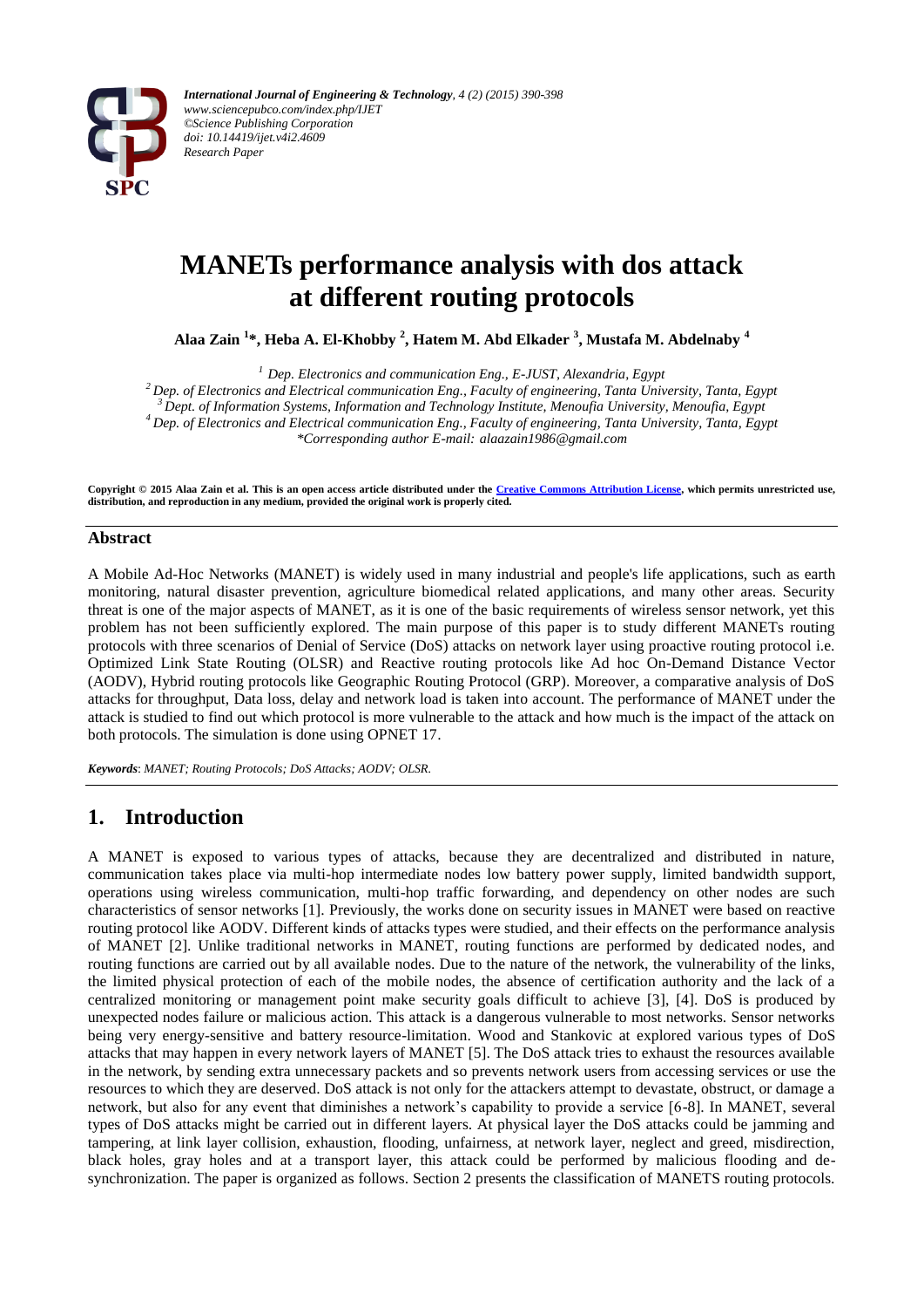*International Journal of Engineering & Technology, 4 (2) (2015) 390-398*
*www.sciencepubco.com/index.php/IJET*
*©Science Publishing Corporation*
*doi: 10.14419/ijet.v4i2.4609*
*Research Paper*

# MANETs performance analysis with dos attack at different routing protocols

**Alaa Zain [1]\*, Heba A. El-Khobby [2], Hatem M. Abd Elkader [3], Mustafa M. Abdelnaby [4]**

[1] *Dep. Electronics and communication Eng., E-JUST, Alexandria, Egypt*
[2] *Dep. of Electronics and Electrical communication Eng., Faculty of engineering, Tanta University, Tanta, Egypt*
[3] *Dept. of Information Systems, Information and Technology Institute, Menoufia University, Menoufia, Egypt*
[4] *Dep. of Electronics and Electrical communication Eng., Faculty of engineering, Tanta University, Tanta, Egypt*
*\*Corresponding author E-mail: alaazain1986@gmail.com*

**Copyright © 2015 Alaa Zain et al. This is an open access article distributed under the Creative Commons Attribution License, which permits unrestricted use, distribution, and reproduction in any medium, provided the original work is properly cited.**

## Abstract

A Mobile Ad-Hoc Networks (MANET) is widely used in many industrial and people's life applications, such as earth monitoring, natural disaster prevention, agriculture biomedical related applications, and many other areas. Security threat is one of the major aspects of MANET, as it is one of the basic requirements of wireless sensor network, yet this problem has not been sufficiently explored. The main purpose of this paper is to study different MANETs routing protocols with three scenarios of Denial of Service (DoS) attacks on network layer using proactive routing protocol i.e. Optimized Link State Routing (OLSR) and Reactive routing protocols like Ad hoc On-Demand Distance Vector (AODV), Hybrid routing protocols like Geographic Routing Protocol (GRP). Moreover, a comparative analysis of DoS attacks for throughput, Data loss, delay and network load is taken into account. The performance of MANET under the attack is studied to find out which protocol is more vulnerable to the attack and how much is the impact of the attack on both protocols. The simulation is done using OPNET 17.

***Keywords**: MANET; Routing Protocols; DoS Attacks; AODV; OLSR.*

## 1. Introduction

A MANET is exposed to various types of attacks, because they are decentralized and distributed in nature, communication takes place via multi-hop intermediate nodes low battery power supply, limited bandwidth support, operations using wireless communication, multi-hop traffic forwarding, and dependency on other nodes are such characteristics of sensor networks [1]. Previously, the works done on security issues in MANET were based on reactive routing protocol like AODV. Different kinds of attacks types were studied, and their effects on the performance analysis of MANET [2]. Unlike traditional networks in MANET, routing functions are performed by dedicated nodes, and routing functions are carried out by all available nodes. Due to the nature of the network, the vulnerability of the links, the limited physical protection of each of the mobile nodes, the absence of certification authority and the lack of a centralized monitoring or management point make security goals difficult to achieve [3], [4]. DoS is produced by unexpected nodes failure or malicious action. This attack is a dangerous vulnerable to most networks. Sensor networks being very energy-sensitive and battery resource-limitation. Wood and Stankovic at explored various types of DoS attacks that may happen in every network layers of MANET [5]. The DoS attack tries to exhaust the resources available in the network, by sending extra unnecessary packets and so prevents network users from accessing services or use the resources to which they are deserved. DoS attack is not only for the attackers attempt to devastate, obstruct, or damage a network, but also for any event that diminishes a network's capability to provide a service [6-8]. In MANET, several types of DoS attacks might be carried out in different layers. At physical layer the DoS attacks could be jamming and tampering, at link layer collision, exhaustion, flooding, unfairness, at network layer, neglect and greed, misdirection, black holes, gray holes and at a transport layer, this attack could be performed by malicious flooding and de-synchronization. The paper is organized as follows. Section 2 presents the classification of MANETS routing protocols.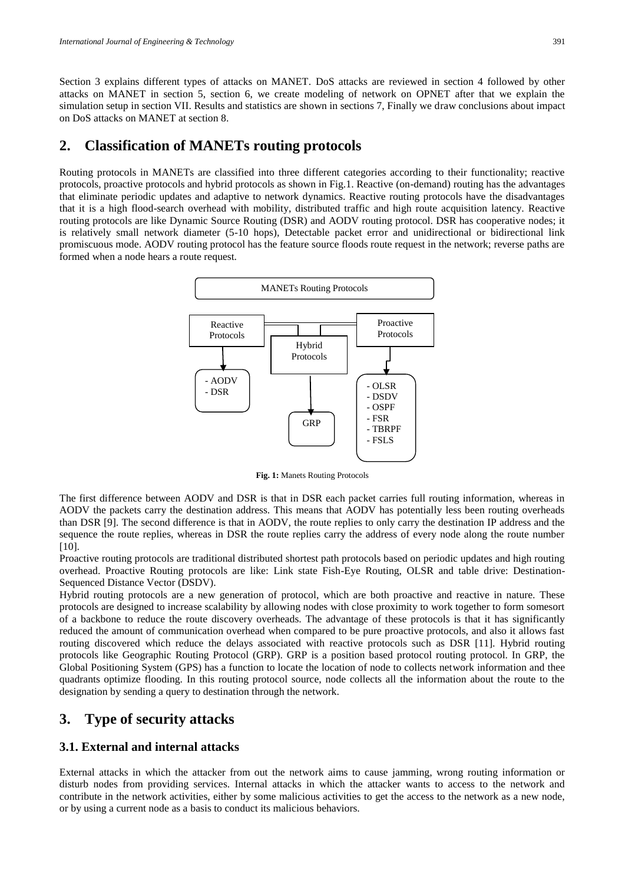Section 3 explains different types of attacks on MANET. DoS attacks are reviewed in section 4 followed by other attacks on MANET in section 5, section 6, we create modeling of network on OPNET after that we explain the simulation setup in section VII. Results and statistics are shown in sections 7, Finally we draw conclusions about impact on DoS attacks on MANET at section 8.

## 2. Classification of MANETs routing protocols

Routing protocols in MANETs are classified into three different categories according to their functionality; reactive protocols, proactive protocols and hybrid protocols as shown in Fig.1. Reactive (on-demand) routing has the advantages that eliminate periodic updates and adaptive to network dynamics. Reactive routing protocols have the disadvantages that it is a high flood-search overhead with mobility, distributed traffic and high route acquisition latency. Reactive routing protocols are like Dynamic Source Routing (DSR) and AODV routing protocol. DSR has cooperative nodes; it is relatively small network diameter (5-10 hops), Detectable packet error and unidirectional or bidirectional link promiscuous mode. AODV routing protocol has the feature source floods route request in the network; reverse paths are formed when a node hears a route request.

MANETs Routing Protocols

Reactive Protocols

Hybrid Protocols

Proactive Protocols

- AODV
- DSR

GRP

- OLSR
- DSDV
- OSPF
- FSR
- TBRPF
- FSLS

**Fig. 1:** Manets Routing Protocols

The first difference between AODV and DSR is that in DSR each packet carries full routing information, whereas in AODV the packets carry the destination address. This means that AODV has potentially less been routing overheads than DSR [9]. The second difference is that in AODV, the route replies to only carry the destination IP address and the sequence the route replies, whereas in DSR the route replies carry the address of every node along the route number [10].

Proactive routing protocols are traditional distributed shortest path protocols based on periodic updates and high routing overhead. Proactive Routing protocols are like: Link state Fish-Eye Routing, OLSR and table drive: Destination-Sequenced Distance Vector (DSDV).

Hybrid routing protocols are a new generation of protocol, which are both proactive and reactive in nature. These protocols are designed to increase scalability by allowing nodes with close proximity to work together to form somesort of a backbone to reduce the route discovery overheads. The advantage of these protocols is that it has significantly reduced the amount of communication overhead when compared to be pure proactive protocols, and also it allows fast routing discovered which reduce the delays associated with reactive protocols such as DSR [11]. Hybrid routing protocols like Geographic Routing Protocol (GRP). GRP is a position based protocol routing protocol. In GRP, the Global Positioning System (GPS) has a function to locate the location of node to collects network information and thee quadrants optimize flooding. In this routing protocol source, node collects all the information about the route to the designation by sending a query to destination through the network.

## 3. Type of security attacks

### 3.1. External and internal attacks

External attacks in which the attacker from out the network aims to cause jamming, wrong routing information or disturb nodes from providing services. Internal attacks in which the attacker wants to access to the network and contribute in the network activities, either by some malicious activities to get the access to the network as a new node, or by using a current node as a basis to conduct its malicious behaviors.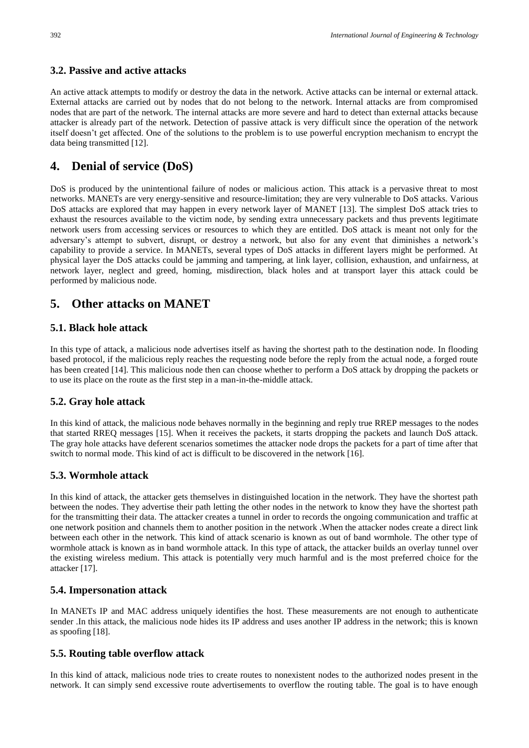### 3.2. Passive and active attacks

An active attack attempts to modify or destroy the data in the network. Active attacks can be internal or external attack. External attacks are carried out by nodes that do not belong to the network. Internal attacks are from compromised nodes that are part of the network. The internal attacks are more severe and hard to detect than external attacks because attacker is already part of the network. Detection of passive attack is very difficult since the operation of the network itself doesn't get affected. One of the solutions to the problem is to use powerful encryption mechanism to encrypt the data being transmitted [12].

## 4. Denial of service (DoS)

DoS is produced by the unintentional failure of nodes or malicious action. This attack is a pervasive threat to most networks. MANETs are very energy-sensitive and resource-limitation; they are very vulnerable to DoS attacks. Various DoS attacks are explored that may happen in every network layer of MANET [13]. The simplest DoS attack tries to exhaust the resources available to the victim node, by sending extra unnecessary packets and thus prevents legitimate network users from accessing services or resources to which they are entitled. DoS attack is meant not only for the adversary's attempt to subvert, disrupt, or destroy a network, but also for any event that diminishes a network's capability to provide a service. In MANETs, several types of DoS attacks in different layers might be performed. At physical layer the DoS attacks could be jamming and tampering, at link layer, collision, exhaustion, and unfairness, at network layer, neglect and greed, homing, misdirection, black holes and at transport layer this attack could be performed by malicious node.

## 5. Other attacks on MANET

### 5.1. Black hole attack

In this type of attack, a malicious node advertises itself as having the shortest path to the destination node. In flooding based protocol, if the malicious reply reaches the requesting node before the reply from the actual node, a forged route has been created [14]. This malicious node then can choose whether to perform a DoS attack by dropping the packets or to use its place on the route as the first step in a man-in-the-middle attack.

### 5.2. Gray hole attack

In this kind of attack, the malicious node behaves normally in the beginning and reply true RREP messages to the nodes that started RREQ messages [15]. When it receives the packets, it starts dropping the packets and launch DoS attack. The gray hole attacks have deferent scenarios sometimes the attacker node drops the packets for a part of time after that switch to normal mode. This kind of act is difficult to be discovered in the network [16].

### 5.3. Wormhole attack

In this kind of attack, the attacker gets themselves in distinguished location in the network. They have the shortest path between the nodes. They advertise their path letting the other nodes in the network to know they have the shortest path for the transmitting their data. The attacker creates a tunnel in order to records the ongoing communication and traffic at one network position and channels them to another position in the network .When the attacker nodes create a direct link between each other in the network. This kind of attack scenario is known as out of band wormhole. The other type of wormhole attack is known as in band wormhole attack. In this type of attack, the attacker builds an overlay tunnel over the existing wireless medium. This attack is potentially very much harmful and is the most preferred choice for the attacker [17].

### 5.4. Impersonation attack

In MANETs IP and MAC address uniquely identifies the host. These measurements are not enough to authenticate sender .In this attack, the malicious node hides its IP address and uses another IP address in the network; this is known as spoofing [18].

### 5.5. Routing table overflow attack

In this kind of attack, malicious node tries to create routes to nonexistent nodes to the authorized nodes present in the network. It can simply send excessive route advertisements to overflow the routing table. The goal is to have enough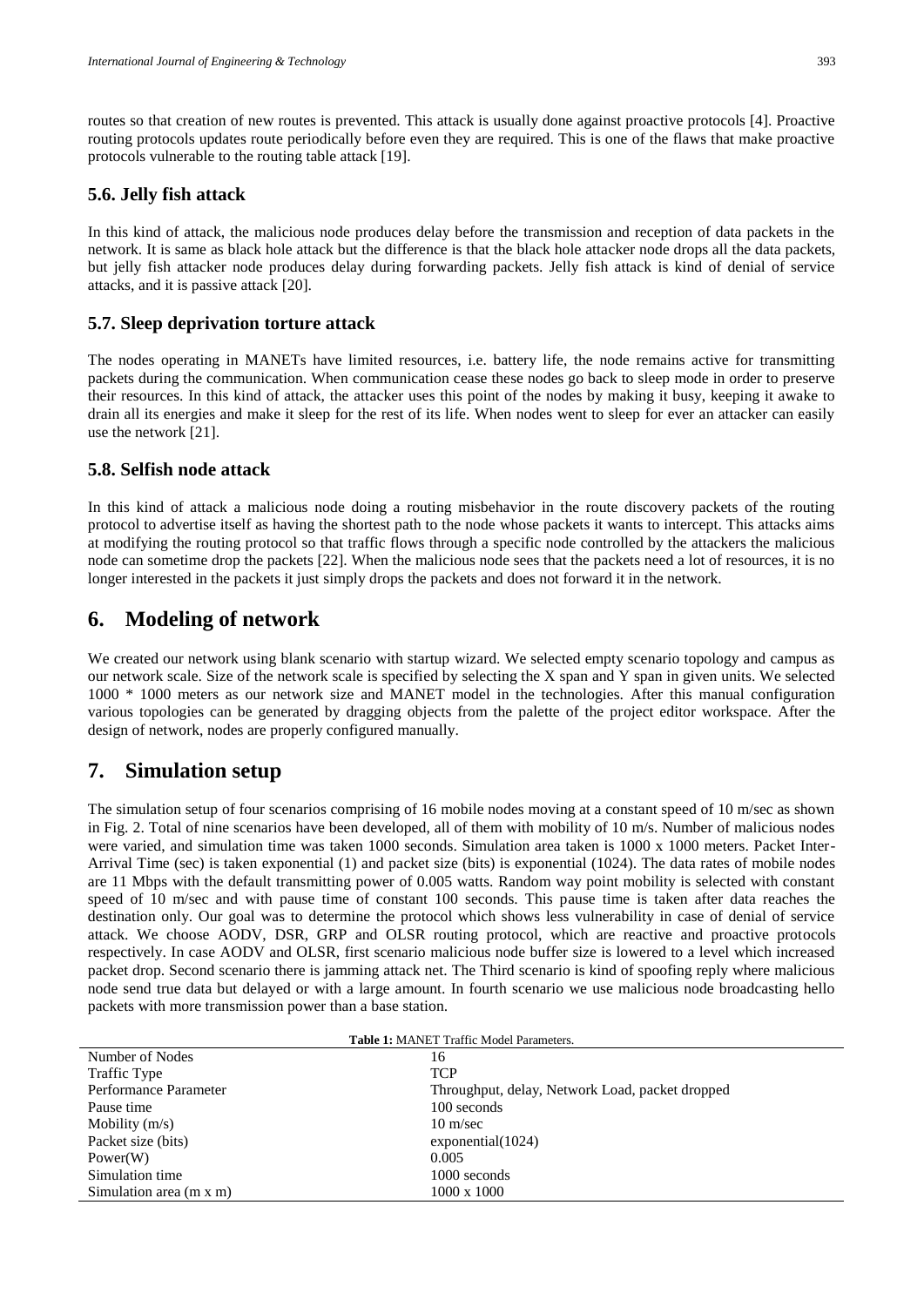routes so that creation of new routes is prevented. This attack is usually done against proactive protocols [4]. Proactive routing protocols updates route periodically before even they are required. This is one of the flaws that make proactive protocols vulnerable to the routing table attack [19].

### 5.6. Jelly fish attack

In this kind of attack, the malicious node produces delay before the transmission and reception of data packets in the network. It is same as black hole attack but the difference is that the black hole attacker node drops all the data packets, but jelly fish attacker node produces delay during forwarding packets. Jelly fish attack is kind of denial of service attacks, and it is passive attack [20].

### 5.7. Sleep deprivation torture attack

The nodes operating in MANETs have limited resources, i.e. battery life, the node remains active for transmitting packets during the communication. When communication cease these nodes go back to sleep mode in order to preserve their resources. In this kind of attack, the attacker uses this point of the nodes by making it busy, keeping it awake to drain all its energies and make it sleep for the rest of its life. When nodes went to sleep for ever an attacker can easily use the network [21].

### 5.8. Selfish node attack

In this kind of attack a malicious node doing a routing misbehavior in the route discovery packets of the routing protocol to advertise itself as having the shortest path to the node whose packets it wants to intercept. This attacks aims at modifying the routing protocol so that traffic flows through a specific node controlled by the attackers the malicious node can sometime drop the packets [22]. When the malicious node sees that the packets need a lot of resources, it is no longer interested in the packets it just simply drops the packets and does not forward it in the network.

## 6. Modeling of network

We created our network using blank scenario with startup wizard. We selected empty scenario topology and campus as our network scale. Size of the network scale is specified by selecting the X span and Y span in given units. We selected 1000 * 1000 meters as our network size and MANET model in the technologies. After this manual configuration various topologies can be generated by dragging objects from the palette of the project editor workspace. After the design of network, nodes are properly configured manually.

## 7. Simulation setup

The simulation setup of four scenarios comprising of 16 mobile nodes moving at a constant speed of 10 m/sec as shown in Fig. 2. Total of nine scenarios have been developed, all of them with mobility of 10 m/s. Number of malicious nodes were varied, and simulation time was taken 1000 seconds. Simulation area taken is 1000 x 1000 meters. Packet Inter-Arrival Time (sec) is taken exponential (1) and packet size (bits) is exponential (1024). The data rates of mobile nodes are 11 Mbps with the default transmitting power of 0.005 watts. Random way point mobility is selected with constant speed of 10 m/sec and with pause time of constant 100 seconds. This pause time is taken after data reaches the destination only. Our goal was to determine the protocol which shows less vulnerability in case of denial of service attack. We choose AODV, DSR, GRP and OLSR routing protocol, which are reactive and proactive protocols respectively. In case AODV and OLSR, first scenario malicious node buffer size is lowered to a level which increased packet drop. Second scenario there is jamming attack net. The Third scenario is kind of spoofing reply where malicious node send true data but delayed or with a large amount. In fourth scenario we use malicious node broadcasting hello packets with more transmission power than a base station.

**Table 1:** MANET Traffic Model Parameters.

| | |
|---|---|
| Number of Nodes | 16 |
| Traffic Type | TCP |
| Performance Parameter | Throughput, delay, Network Load, packet dropped |
| Pause time | 100 seconds |
| Mobility (m/s) | 10 m/sec |
| Packet size (bits) | exponential(1024) |
| Power(W) | 0.005 |
| Simulation time | 1000 seconds |
| Simulation area (m x m) | 1000 x 1000 |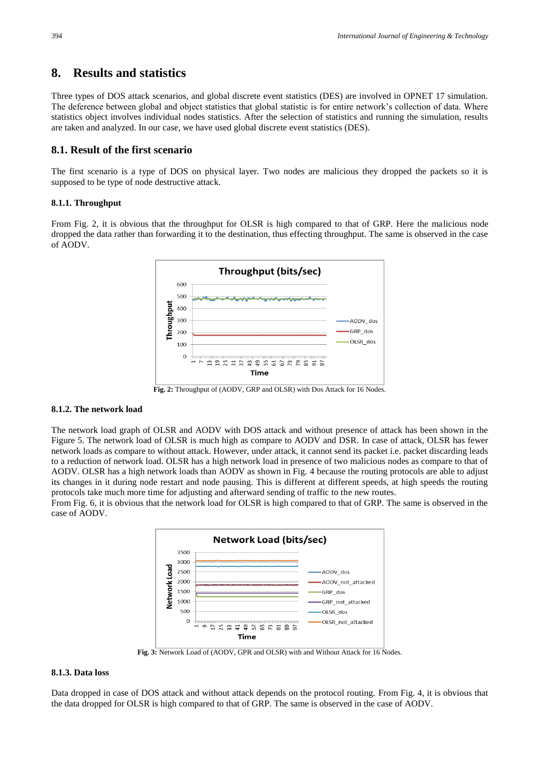## 8. Results and statistics

Three types of DOS attack scenarios, and global discrete event statistics (DES) are involved in OPNET 17 simulation. The deference between global and object statistics that global statistic is for entire network's collection of data. Where statistics object involves individual nodes statistics. After the selection of statistics and running the simulation, results are taken and analyzed. In our case, we have used global discrete event statistics (DES).

### 8.1. Result of the first scenario

The first scenario is a type of DOS on physical layer. Two nodes are malicious they dropped the packets so it is supposed to be type of node destructive attack.

#### 8.1.1. Throughput

From Fig. 2, it is obvious that the throughput for OLSR is high compared to that of GRP. Here the malicious node dropped the data rather than forwarding it to the destination, thus effecting throughput. The same is observed in the case of AODV.

**Fig. 2:** Throughput of (AODV, GRP and OLSR) with Dos Attack for 16 Nodes.

#### 8.1.2. The network load

The network load graph of OLSR and AODV with DOS attack and without presence of attack has been shown in the Figure 5. The network load of OLSR is much high as compare to AODV and DSR. In case of attack, OLSR has fewer network loads as compare to without attack. However, under attack, it cannot send its packet i.e. packet discarding leads to a reduction of network load. OLSR has a high network load in presence of two malicious nodes as compare to that of AODV. OLSR has a high network loads than AODV as shown in Fig. 4 because the routing protocols are able to adjust its changes in it during node restart and node pausing. This is different at different speeds, at high speeds the routing protocols take much more time for adjusting and afterward sending of traffic to the new routes.
From Fig. 6, it is obvious that the network load for OLSR is high compared to that of GRP. The same is observed in the case of AODV.

**Fig. 3:** Network Load of (AODV, GPR and OLSR) with and Without Attack for 16 Nodes.

#### 8.1.3. Data loss

Data dropped in case of DOS attack and without attack depends on the protocol routing. From Fig. 4, it is obvious that the data dropped for OLSR is high compared to that of GRP. The same is observed in the case of AODV.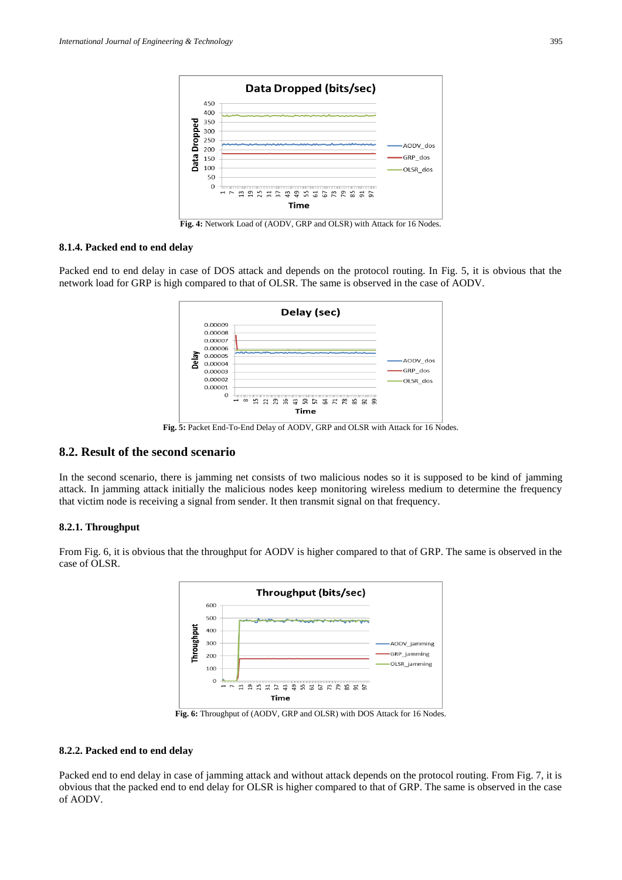Fig. 4: Network Load of (AODV, GRP and OLSR) with Attack for 16 Nodes.

#### 8.1.4. Packed end to end delay

Packed end to end delay in case of DOS attack and depends on the protocol routing. In Fig. 5, it is obvious that the network load for GRP is high compared to that of OLSR. The same is observed in the case of AODV.

Fig. 5: Packet End-To-End Delay of AODV, GRP and OLSR with Attack for 16 Nodes.

### 8.2. Result of the second scenario

In the second scenario, there is jamming net consists of two malicious nodes so it is supposed to be kind of jamming attack. In jamming attack initially the malicious nodes keep monitoring wireless medium to determine the frequency that victim node is receiving a signal from sender. It then transmit signal on that frequency.

#### 8.2.1. Throughput

From Fig. 6, it is obvious that the throughput for AODV is higher compared to that of GRP. The same is observed in the case of OLSR.

Fig. 6: Throughput of (AODV, GRP and OLSR) with DOS Attack for 16 Nodes.

#### 8.2.2. Packed end to end delay

Packed end to end delay in case of jamming attack and without attack depends on the protocol routing. From Fig. 7, it is obvious that the packed end to end delay for OLSR is higher compared to that of GRP. The same is observed in the case of AODV.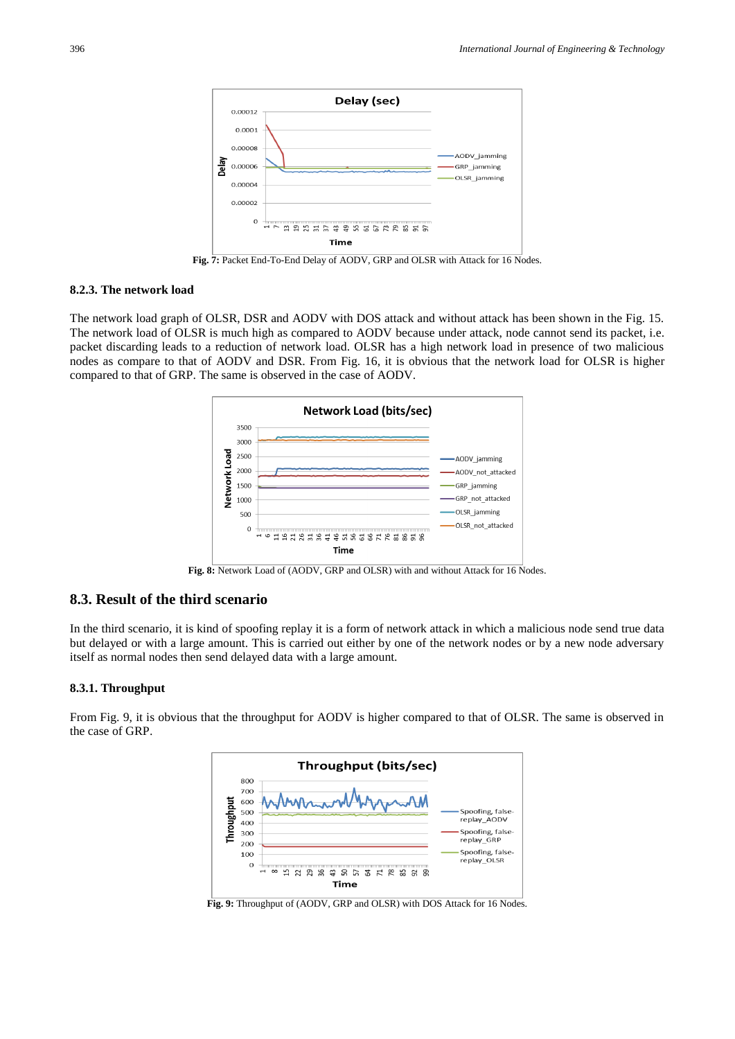Fig. 7: Packet End-To-End Delay of AODV, GRP and OLSR with Attack for 16 Nodes.

#### 8.2.3. The network load

The network load graph of OLSR, DSR and AODV with DOS attack and without attack has been shown in the Fig. 15. The network load of OLSR is much high as compared to AODV because under attack, node cannot send its packet, i.e. packet discarding leads to a reduction of network load. OLSR has a high network load in presence of two malicious nodes as compare to that of AODV and DSR. From Fig. 16, it is obvious that the network load for OLSR is higher compared to that of GRP. The same is observed in the case of AODV.

**Fig. 8:** Network Load of (AODV, GRP and OLSR) with and without Attack for 16 Nodes.

### 8.3. Result of the third scenario

In the third scenario, it is kind of spoofing replay it is a form of network attack in which a malicious node send true data but delayed or with a large amount. This is carried out either by one of the network nodes or by a new node adversary itself as normal nodes then send delayed data with a large amount.

#### 8.3.1. Throughput

From Fig. 9, it is obvious that the throughput for AODV is higher compared to that of OLSR. The same is observed in the case of GRP.

**Fig. 9:** Throughput of (AODV, GRP and OLSR) with DOS Attack for 16 Nodes.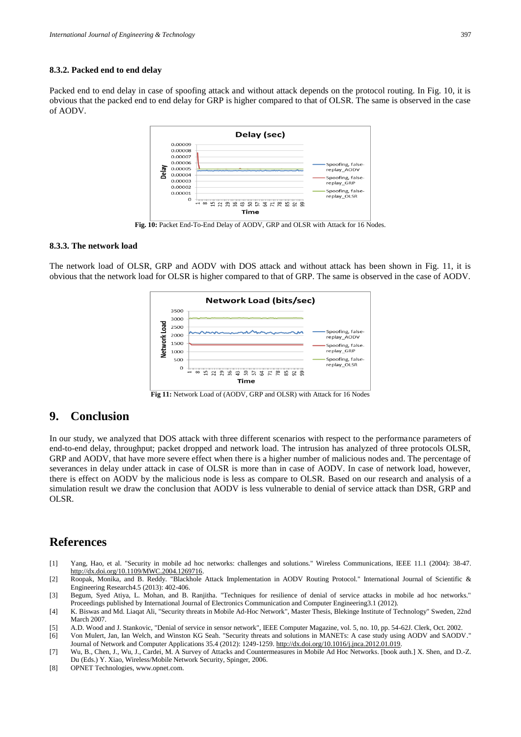### 8.3.2. Packed end to end delay

Packed end to end delay in case of spoofing attack and without attack depends on the protocol routing. In Fig. 10, it is obvious that the packed end to end delay for GRP is higher compared to that of OLSR. The same is observed in the case of AODV.

**Fig. 10:** Packet End-To-End Delay of AODV, GRP and OLSR with Attack for 16 Nodes.

### 8.3.3. The network load

The network load of OLSR, GRP and AODV with DOS attack and without attack has been shown in Fig. 11, it is obvious that the network load for OLSR is higher compared to that of GRP. The same is observed in the case of AODV.

**Fig 11:** Network Load of (AODV, GRP and OLSR) with Attack for 16 Nodes

# 9. Conclusion

In our study, we analyzed that DOS attack with three different scenarios with respect to the performance parameters of end-to-end delay, throughput; packet dropped and network load. The intrusion has analyzed of three protocols OLSR, GRP and AODV, that have more severe effect when there is a higher number of malicious nodes and. The percentage of severances in delay under attack in case of OLSR is more than in case of AODV. In case of network load, however, there is effect on AODV by the malicious node is less as compare to OLSR. Based on our research and analysis of a simulation result we draw the conclusion that AODV is less vulnerable to denial of service attack than DSR, GRP and OLSR.

# References

[1] Yang, Hao, et al. "Security in mobile ad hoc networks: challenges and solutions." Wireless Communications, IEEE 11.1 (2004): 38-47. http://dx.doi.org/10.1109/MWC.2004.1269716.

[2] Roopak, Monika, and B. Reddy. "Blackhole Attack Implementation in AODV Routing Protocol." International Journal of Scientific & Engineering Research4.5 (2013): 402-406.

[3] Begum, Syed Atiya, L. Mohan, and B. Ranjitha. "Techniques for resilience of denial of service attacks in mobile ad hoc networks." Proceedings published by International Journal of Electronics Communication and Computer Engineering3.1 (2012).

[4] K. Biswas and Md. Liaqat Ali, "Security threats in Mobile Ad-Hoc Network", Master Thesis, Blekinge Institute of Technology" Sweden, 22nd March 2007.

[5] A.D. Wood and J. Stankovic, "Denial of service in sensor network", IEEE Computer Magazine, vol. 5, no. 10, pp. 54-62J. Clerk, Oct. 2002.

[6] Von Mulert, Jan, Ian Welch, and Winston KG Seah. "Security threats and solutions in MANETs: A case study using AODV and SAODV." Journal of Network and Computer Applications 35.4 (2012): 1249-1259. http://dx.doi.org/10.1016/j.jnca.2012.01.019.

[7] Wu, B., Chen, J., Wu, J., Cardei, M. A Survey of Attacks and Countermeasures in Mobile Ad Hoc Networks. [book auth.] X. Shen, and D.-Z. Du (Eds.) Y. Xiao, Wireless/Mobile Network Security, Spinger, 2006.

[8] OPNET Technologies, www.opnet.com.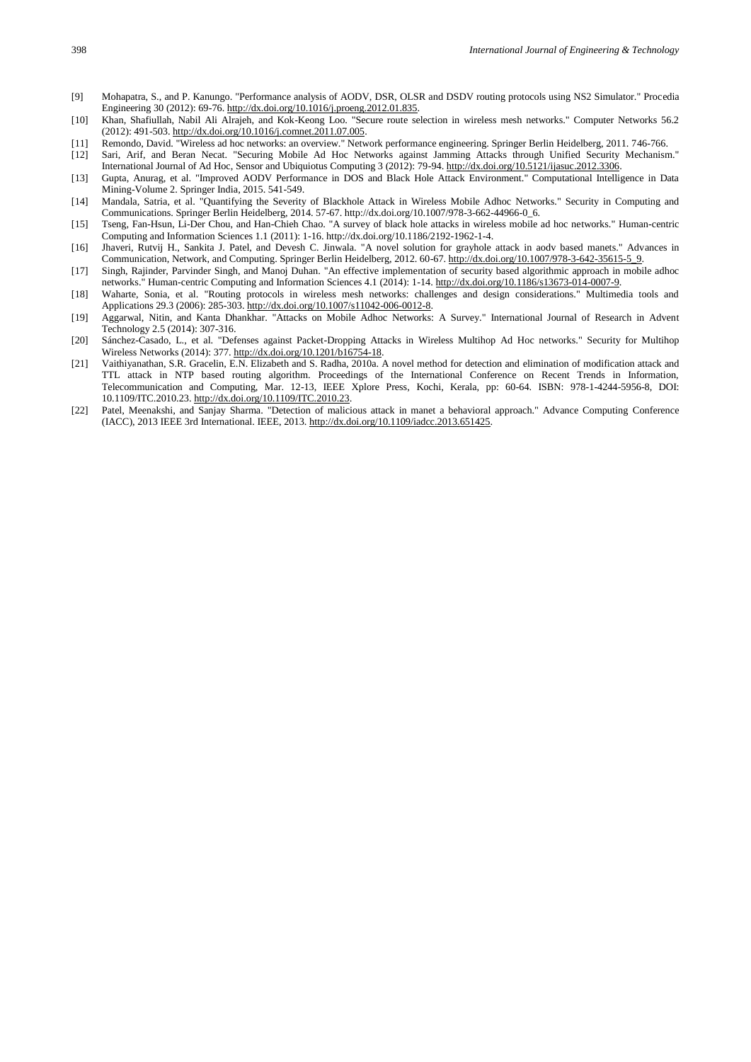[9] Mohapatra, S., and P. Kanungo. "Performance analysis of AODV, DSR, OLSR and DSDV routing protocols using NS2 Simulator." Procedia Engineering 30 (2012): 69-76. http://dx.doi.org/10.1016/j.proeng.2012.01.835.

[10] Khan, Shafiullah, Nabil Ali Alrajeh, and Kok-Keong Loo. "Secure route selection in wireless mesh networks." Computer Networks 56.2 (2012): 491-503. http://dx.doi.org/10.1016/j.comnet.2011.07.005.

[11] Remondo, David. "Wireless ad hoc networks: an overview." Network performance engineering. Springer Berlin Heidelberg, 2011. 746-766.

[12] Sari, Arif, and Beran Necat. "Securing Mobile Ad Hoc Networks against Jamming Attacks through Unified Security Mechanism." International Journal of Ad Hoc, Sensor and Ubiquiotus Computing 3 (2012): 79-94. http://dx.doi.org/10.5121/ijasuc.2012.3306.

[13] Gupta, Anurag, et al. "Improved AODV Performance in DOS and Black Hole Attack Environment." Computational Intelligence in Data Mining-Volume 2. Springer India, 2015. 541-549.

[14] Mandala, Satria, et al. "Quantifying the Severity of Blackhole Attack in Wireless Mobile Adhoc Networks." Security in Computing and Communications. Springer Berlin Heidelberg, 2014. 57-67. http://dx.doi.org/10.1007/978-3-662-44966-0_6.

[15] Tseng, Fan-Hsun, Li-Der Chou, and Han-Chieh Chao. "A survey of black hole attacks in wireless mobile ad hoc networks." Human-centric Computing and Information Sciences 1.1 (2011): 1-16. http://dx.doi.org/10.1186/2192-1962-1-4.

[16] Jhaveri, Rutvij H., Sankita J. Patel, and Devesh C. Jinwala. "A novel solution for grayhole attack in aodv based manets." Advances in Communication, Network, and Computing. Springer Berlin Heidelberg, 2012. 60-67. http://dx.doi.org/10.1007/978-3-642-35615-5_9.

[17] Singh, Rajinder, Parvinder Singh, and Manoj Duhan. "An effective implementation of security based algorithmic approach in mobile adhoc networks." Human-centric Computing and Information Sciences 4.1 (2014): 1-14. http://dx.doi.org/10.1186/s13673-014-0007-9.

[18] Waharte, Sonia, et al. "Routing protocols in wireless mesh networks: challenges and design considerations." Multimedia tools and Applications 29.3 (2006): 285-303. http://dx.doi.org/10.1007/s11042-006-0012-8.

[19] Aggarwal, Nitin, and Kanta Dhankhar. "Attacks on Mobile Adhoc Networks: A Survey." International Journal of Research in Advent Technology 2.5 (2014): 307-316.

[20] Sánchez-Casado, L., et al. "Defenses against Packet-Dropping Attacks in Wireless Multihop Ad Hoc networks." Security for Multihop Wireless Networks (2014): 377. http://dx.doi.org/10.1201/b16754-18.

[21] Vaithiyanathan, S.R. Gracelin, E.N. Elizabeth and S. Radha, 2010a. A novel method for detection and elimination of modification attack and TTL attack in NTP based routing algorithm. Proceedings of the International Conference on Recent Trends in Information, Telecommunication and Computing, Mar. 12-13, IEEE Xplore Press, Kochi, Kerala, pp: 60-64. ISBN: 978-1-4244-5956-8, DOI: 10.1109/ITC.2010.23. http://dx.doi.org/10.1109/ITC.2010.23.

[22] Patel, Meenakshi, and Sanjay Sharma. "Detection of malicious attack in manet a behavioral approach." Advance Computing Conference (IACC), 2013 IEEE 3rd International. IEEE, 2013. http://dx.doi.org/10.1109/iadcc.2013.651425.